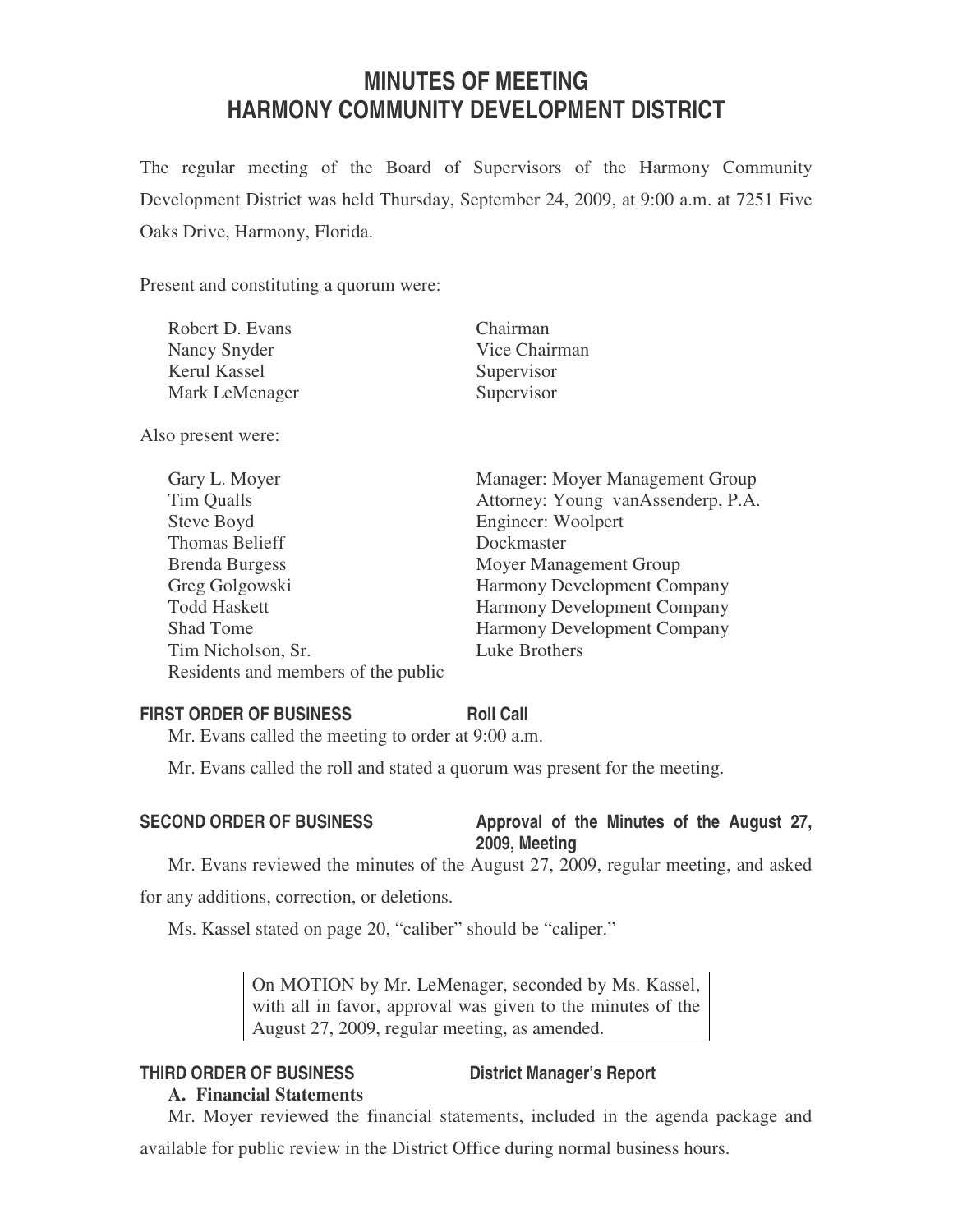# MINUTES OF MEETING
# HARMONY COMMUNITY DEVELOPMENT DISTRICT

The regular meeting of the Board of Supervisors of the Harmony Community Development District was held Thursday, September 24, 2009, at 9:00 a.m. at 7251 Five Oaks Drive, Harmony, Florida.

Present and constituting a quorum were:

| | |
|---|---|
| Robert D. Evans | Chairman |
| Nancy Snyder | Vice Chairman |
| Kerul Kassel | Supervisor |
| Mark LeMenager | Supervisor |

Also present were:

| | |
|---|---|
| Gary L. Moyer | Manager: Moyer Management Group |
| Tim Qualls | Attorney: Young vanAssenderp, P.A. |
| Steve Boyd | Engineer: Woolpert |
| Thomas Belieff | Dockmaster |
| Brenda Burgess | Moyer Management Group |
| Greg Golgowski | Harmony Development Company |
| Todd Haskett | Harmony Development Company |
| Shad Tome | Harmony Development Company |
| Tim Nicholson, Sr. | Luke Brothers |
| Residents and members of the public | |

## FIRST ORDER OF BUSINESS — Roll Call

Mr. Evans called the meeting to order at 9:00 a.m.

Mr. Evans called the roll and stated a quorum was present for the meeting.

## SECOND ORDER OF BUSINESS — Approval of the Minutes of the August 27, 2009, Meeting

Mr. Evans reviewed the minutes of the August 27, 2009, regular meeting, and asked for any additions, correction, or deletions.

Ms. Kassel stated on page 20, "caliber" should be "caliper."

> On MOTION by Mr. LeMenager, seconded by Ms. Kassel, with all in favor, approval was given to the minutes of the August 27, 2009, regular meeting, as amended.

## THIRD ORDER OF BUSINESS — District Manager's Report

**A. Financial Statements**

Mr. Moyer reviewed the financial statements, included in the agenda package and available for public review in the District Office during normal business hours.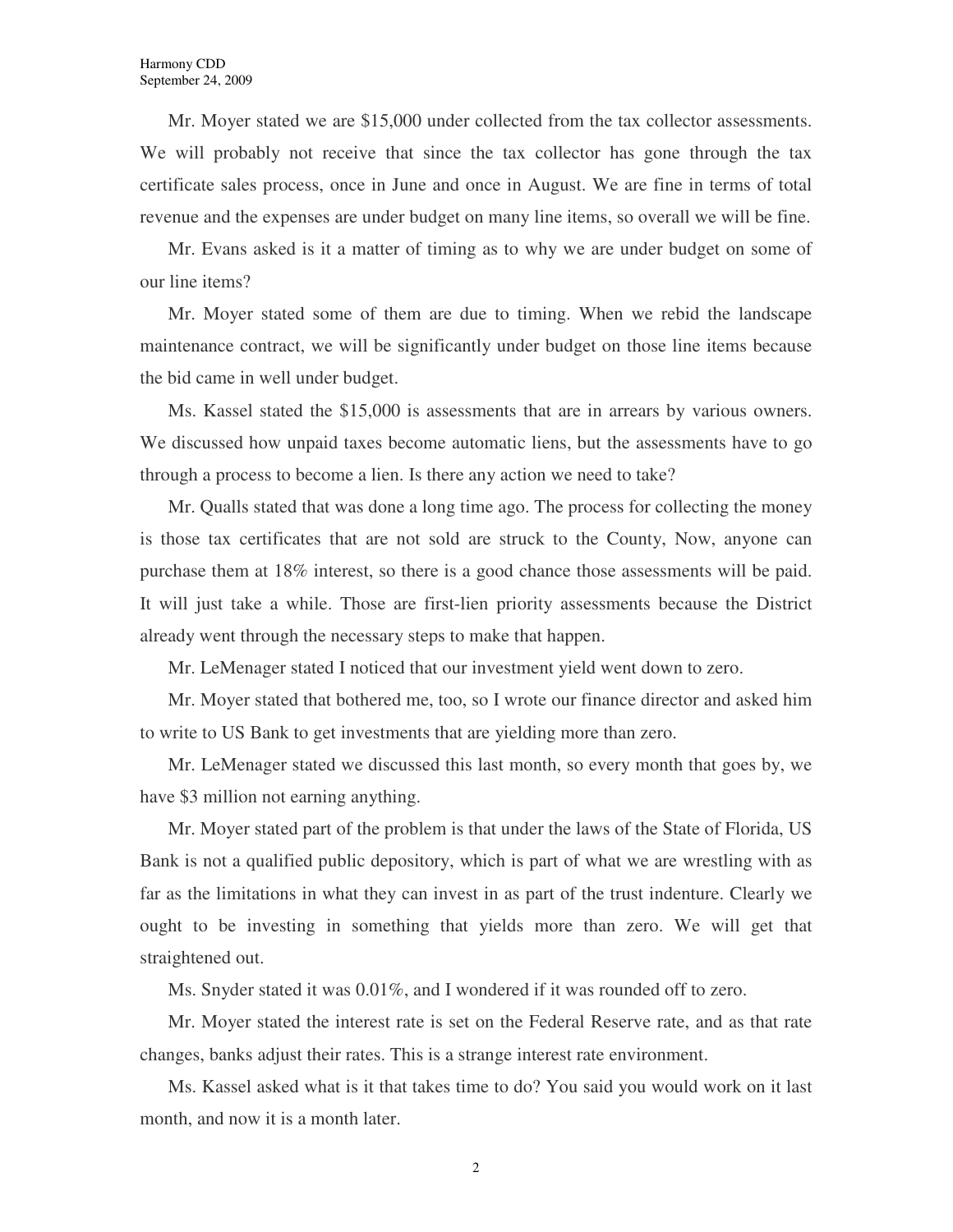Mr. Moyer stated we are $15,000 under collected from the tax collector assessments. We will probably not receive that since the tax collector has gone through the tax certificate sales process, once in June and once in August. We are fine in terms of total revenue and the expenses are under budget on many line items, so overall we will be fine.

Mr. Evans asked is it a matter of timing as to why we are under budget on some of our line items?

Mr. Moyer stated some of them are due to timing. When we rebid the landscape maintenance contract, we will be significantly under budget on those line items because the bid came in well under budget.

Ms. Kassel stated the $15,000 is assessments that are in arrears by various owners. We discussed how unpaid taxes become automatic liens, but the assessments have to go through a process to become a lien. Is there any action we need to take?

Mr. Qualls stated that was done a long time ago. The process for collecting the money is those tax certificates that are not sold are struck to the County, Now, anyone can purchase them at 18% interest, so there is a good chance those assessments will be paid. It will just take a while. Those are first-lien priority assessments because the District already went through the necessary steps to make that happen.

Mr. LeMenager stated I noticed that our investment yield went down to zero.

Mr. Moyer stated that bothered me, too, so I wrote our finance director and asked him to write to US Bank to get investments that are yielding more than zero.

Mr. LeMenager stated we discussed this last month, so every month that goes by, we have $3 million not earning anything.

Mr. Moyer stated part of the problem is that under the laws of the State of Florida, US Bank is not a qualified public depository, which is part of what we are wrestling with as far as the limitations in what they can invest in as part of the trust indenture. Clearly we ought to be investing in something that yields more than zero. We will get that straightened out.

Ms. Snyder stated it was 0.01%, and I wondered if it was rounded off to zero.

Mr. Moyer stated the interest rate is set on the Federal Reserve rate, and as that rate changes, banks adjust their rates. This is a strange interest rate environment.

Ms. Kassel asked what is it that takes time to do? You said you would work on it last month, and now it is a month later.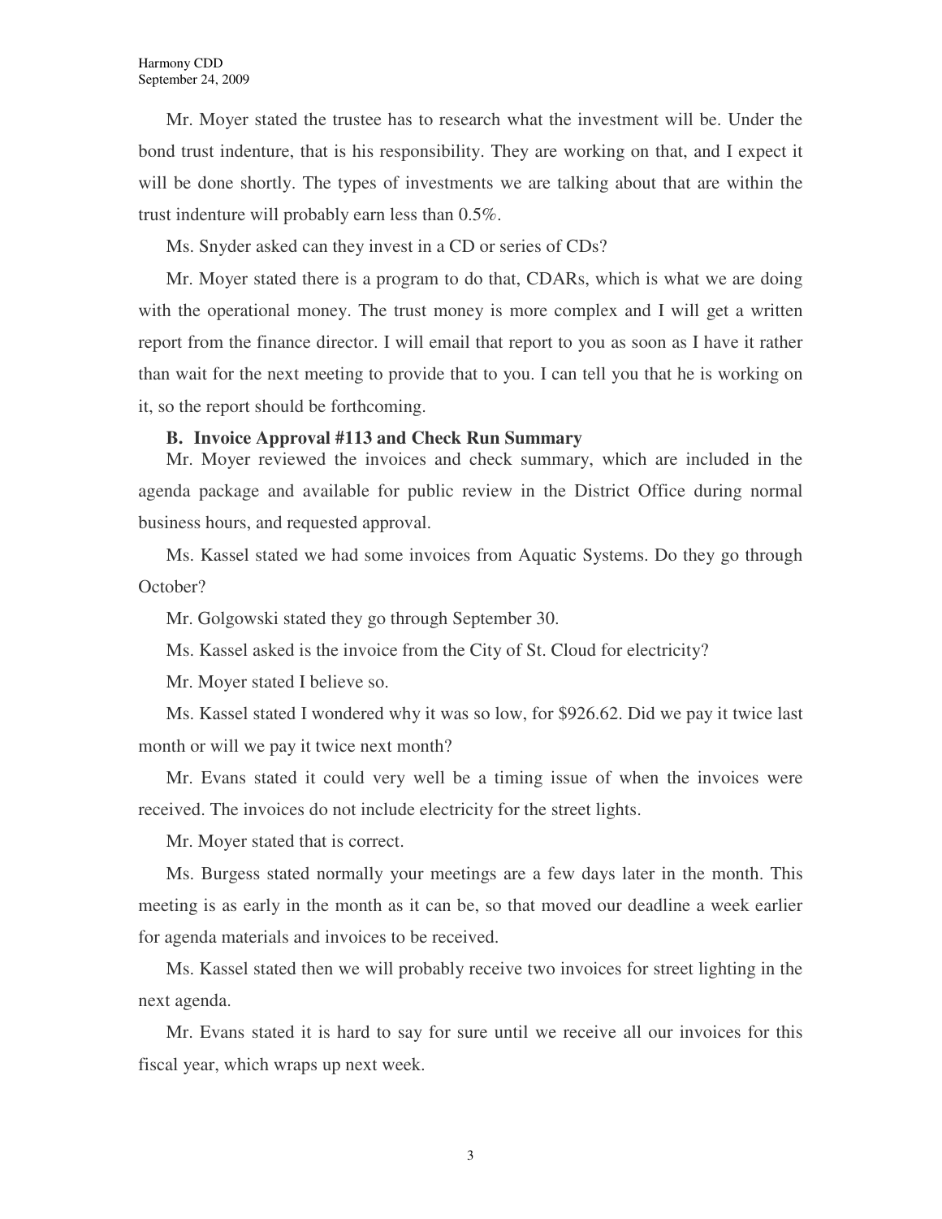Mr. Moyer stated the trustee has to research what the investment will be. Under the bond trust indenture, that is his responsibility. They are working on that, and I expect it will be done shortly. The types of investments we are talking about that are within the trust indenture will probably earn less than 0.5%.

Ms. Snyder asked can they invest in a CD or series of CDs?

Mr. Moyer stated there is a program to do that, CDARs, which is what we are doing with the operational money. The trust money is more complex and I will get a written report from the finance director. I will email that report to you as soon as I have it rather than wait for the next meeting to provide that to you. I can tell you that he is working on it, so the report should be forthcoming.

**B. Invoice Approval #113 and Check Run Summary**

Mr. Moyer reviewed the invoices and check summary, which are included in the agenda package and available for public review in the District Office during normal business hours, and requested approval.

Ms. Kassel stated we had some invoices from Aquatic Systems. Do they go through October?

Mr. Golgowski stated they go through September 30.

Ms. Kassel asked is the invoice from the City of St. Cloud for electricity?

Mr. Moyer stated I believe so.

Ms. Kassel stated I wondered why it was so low, for $926.62. Did we pay it twice last month or will we pay it twice next month?

Mr. Evans stated it could very well be a timing issue of when the invoices were received. The invoices do not include electricity for the street lights.

Mr. Moyer stated that is correct.

Ms. Burgess stated normally your meetings are a few days later in the month. This meeting is as early in the month as it can be, so that moved our deadline a week earlier for agenda materials and invoices to be received.

Ms. Kassel stated then we will probably receive two invoices for street lighting in the next agenda.

Mr. Evans stated it is hard to say for sure until we receive all our invoices for this fiscal year, which wraps up next week.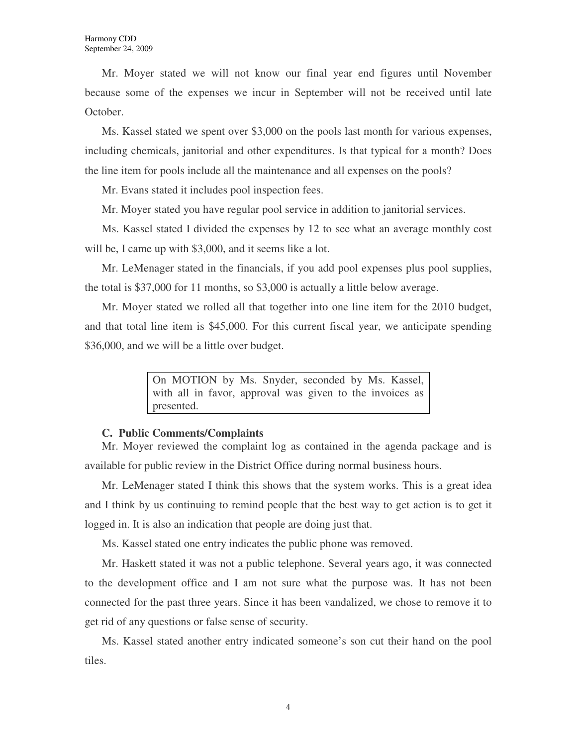Mr. Moyer stated we will not know our final year end figures until November because some of the expenses we incur in September will not be received until late October.

Ms. Kassel stated we spent over $3,000 on the pools last month for various expenses, including chemicals, janitorial and other expenditures. Is that typical for a month? Does the line item for pools include all the maintenance and all expenses on the pools?

Mr. Evans stated it includes pool inspection fees.

Mr. Moyer stated you have regular pool service in addition to janitorial services.

Ms. Kassel stated I divided the expenses by 12 to see what an average monthly cost will be, I came up with $3,000, and it seems like a lot.

Mr. LeMenager stated in the financials, if you add pool expenses plus pool supplies, the total is $37,000 for 11 months, so $3,000 is actually a little below average.

Mr. Moyer stated we rolled all that together into one line item for the 2010 budget, and that total line item is $45,000. For this current fiscal year, we anticipate spending $36,000, and we will be a little over budget.

> On MOTION by Ms. Snyder, seconded by Ms. Kassel, with all in favor, approval was given to the invoices as presented.

### C. Public Comments/Complaints

Mr. Moyer reviewed the complaint log as contained in the agenda package and is available for public review in the District Office during normal business hours.

Mr. LeMenager stated I think this shows that the system works. This is a great idea and I think by us continuing to remind people that the best way to get action is to get it logged in. It is also an indication that people are doing just that.

Ms. Kassel stated one entry indicates the public phone was removed.

Mr. Haskett stated it was not a public telephone. Several years ago, it was connected to the development office and I am not sure what the purpose was. It has not been connected for the past three years. Since it has been vandalized, we chose to remove it to get rid of any questions or false sense of security.

Ms. Kassel stated another entry indicated someone's son cut their hand on the pool tiles.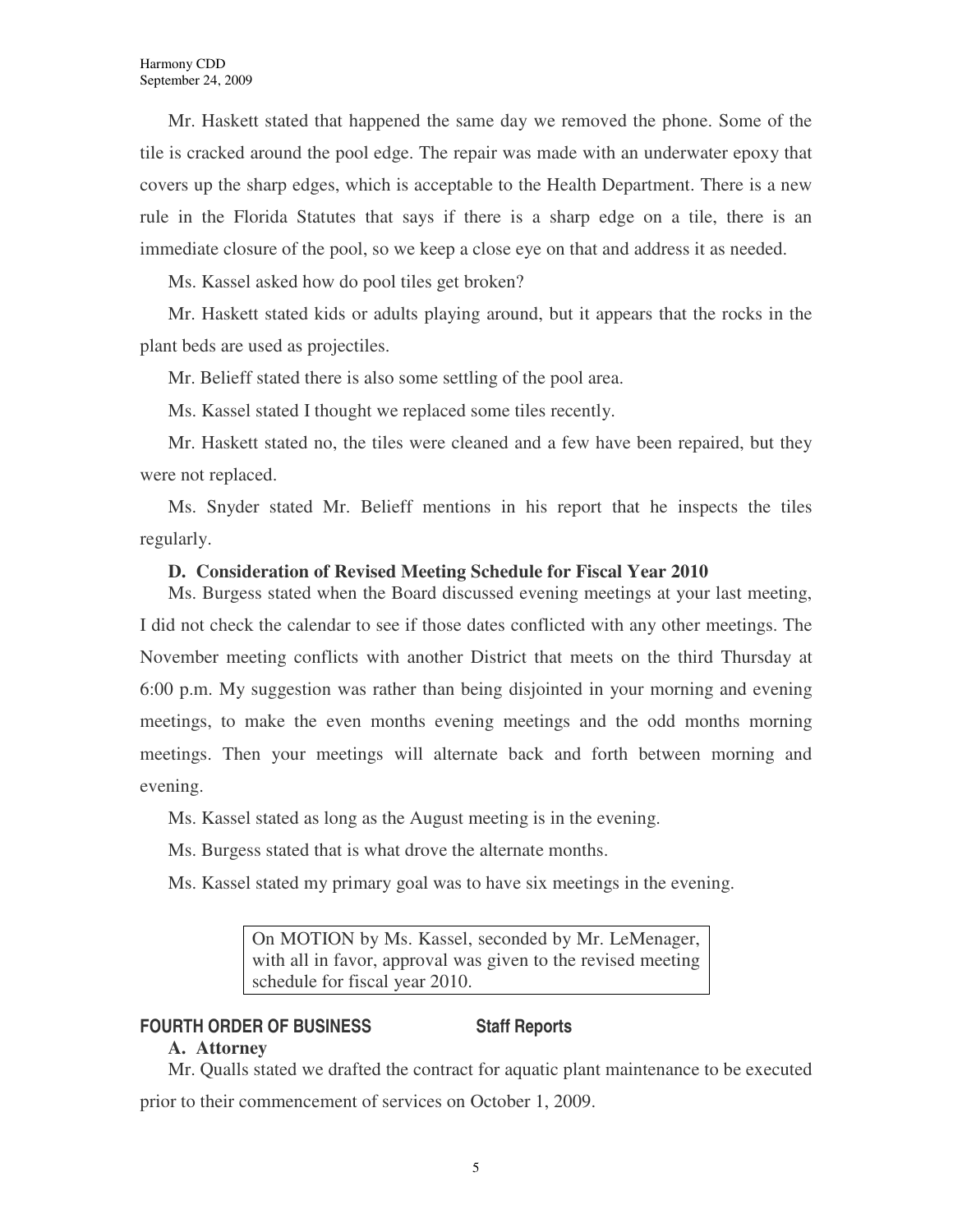Mr. Haskett stated that happened the same day we removed the phone. Some of the tile is cracked around the pool edge. The repair was made with an underwater epoxy that covers up the sharp edges, which is acceptable to the Health Department. There is a new rule in the Florida Statutes that says if there is a sharp edge on a tile, there is an immediate closure of the pool, so we keep a close eye on that and address it as needed.

Ms. Kassel asked how do pool tiles get broken?

Mr. Haskett stated kids or adults playing around, but it appears that the rocks in the plant beds are used as projectiles.

Mr. Belieff stated there is also some settling of the pool area.

Ms. Kassel stated I thought we replaced some tiles recently.

Mr. Haskett stated no, the tiles were cleaned and a few have been repaired, but they were not replaced.

Ms. Snyder stated Mr. Belieff mentions in his report that he inspects the tiles regularly.

**D. Consideration of Revised Meeting Schedule for Fiscal Year 2010**

Ms. Burgess stated when the Board discussed evening meetings at your last meeting, I did not check the calendar to see if those dates conflicted with any other meetings. The November meeting conflicts with another District that meets on the third Thursday at 6:00 p.m. My suggestion was rather than being disjointed in your morning and evening meetings, to make the even months evening meetings and the odd months morning meetings. Then your meetings will alternate back and forth between morning and evening.

Ms. Kassel stated as long as the August meeting is in the evening.

Ms. Burgess stated that is what drove the alternate months.

Ms. Kassel stated my primary goal was to have six meetings in the evening.

> On MOTION by Ms. Kassel, seconded by Mr. LeMenager, with all in favor, approval was given to the revised meeting schedule for fiscal year 2010.

## FOURTH ORDER OF BUSINESS Staff Reports

**A. Attorney**

Mr. Qualls stated we drafted the contract for aquatic plant maintenance to be executed prior to their commencement of services on October 1, 2009.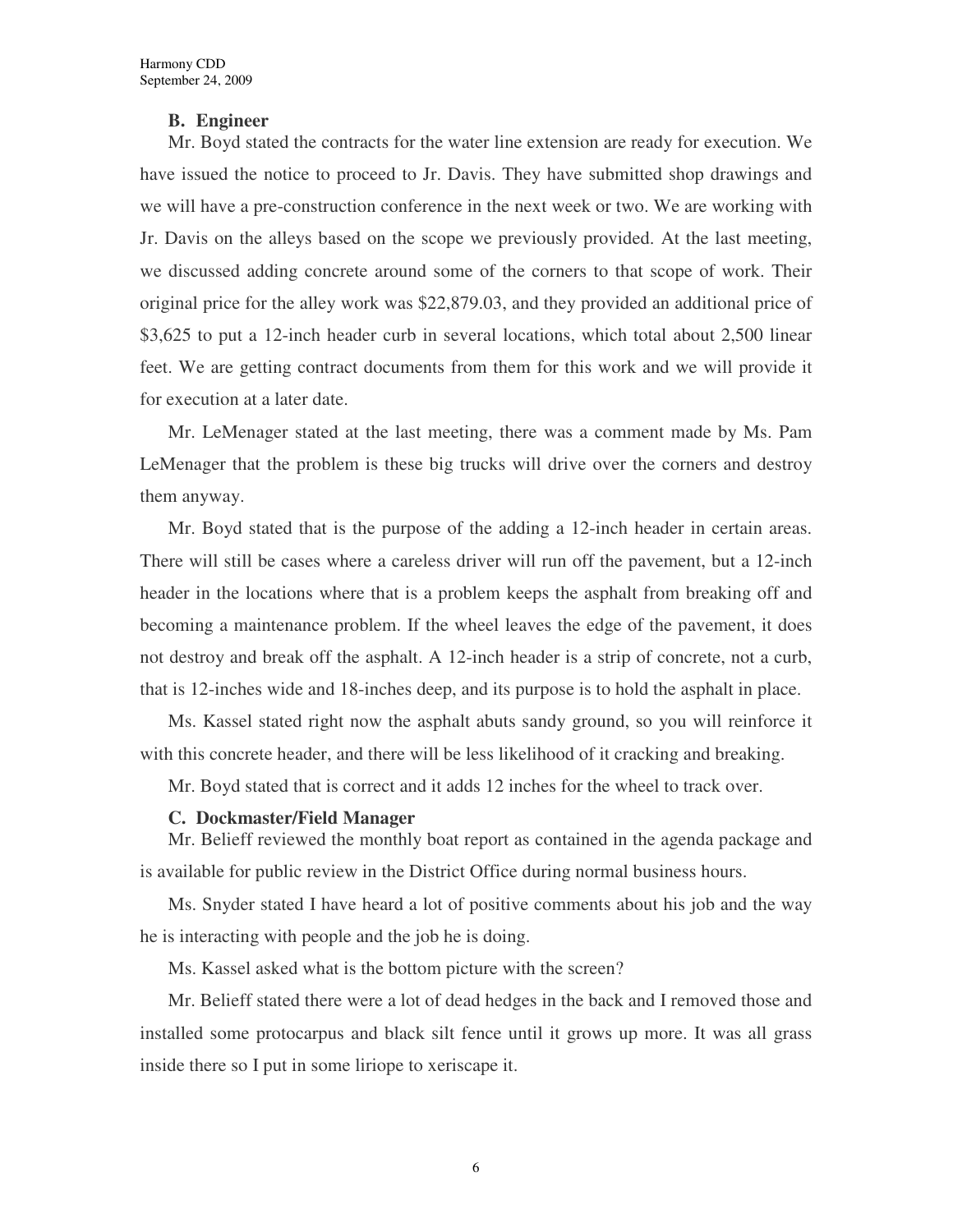### B. Engineer

Mr. Boyd stated the contracts for the water line extension are ready for execution. We have issued the notice to proceed to Jr. Davis. They have submitted shop drawings and we will have a pre-construction conference in the next week or two. We are working with Jr. Davis on the alleys based on the scope we previously provided. At the last meeting, we discussed adding concrete around some of the corners to that scope of work. Their original price for the alley work was $22,879.03, and they provided an additional price of $3,625 to put a 12-inch header curb in several locations, which total about 2,500 linear feet. We are getting contract documents from them for this work and we will provide it for execution at a later date.

Mr. LeMenager stated at the last meeting, there was a comment made by Ms. Pam LeMenager that the problem is these big trucks will drive over the corners and destroy them anyway.

Mr. Boyd stated that is the purpose of the adding a 12-inch header in certain areas. There will still be cases where a careless driver will run off the pavement, but a 12-inch header in the locations where that is a problem keeps the asphalt from breaking off and becoming a maintenance problem. If the wheel leaves the edge of the pavement, it does not destroy and break off the asphalt. A 12-inch header is a strip of concrete, not a curb, that is 12-inches wide and 18-inches deep, and its purpose is to hold the asphalt in place.

Ms. Kassel stated right now the asphalt abuts sandy ground, so you will reinforce it with this concrete header, and there will be less likelihood of it cracking and breaking.

Mr. Boyd stated that is correct and it adds 12 inches for the wheel to track over.

### C. Dockmaster/Field Manager

Mr. Belieff reviewed the monthly boat report as contained in the agenda package and is available for public review in the District Office during normal business hours.

Ms. Snyder stated I have heard a lot of positive comments about his job and the way he is interacting with people and the job he is doing.

Ms. Kassel asked what is the bottom picture with the screen?

Mr. Belieff stated there were a lot of dead hedges in the back and I removed those and installed some protocarpus and black silt fence until it grows up more. It was all grass inside there so I put in some liriope to xeriscape it.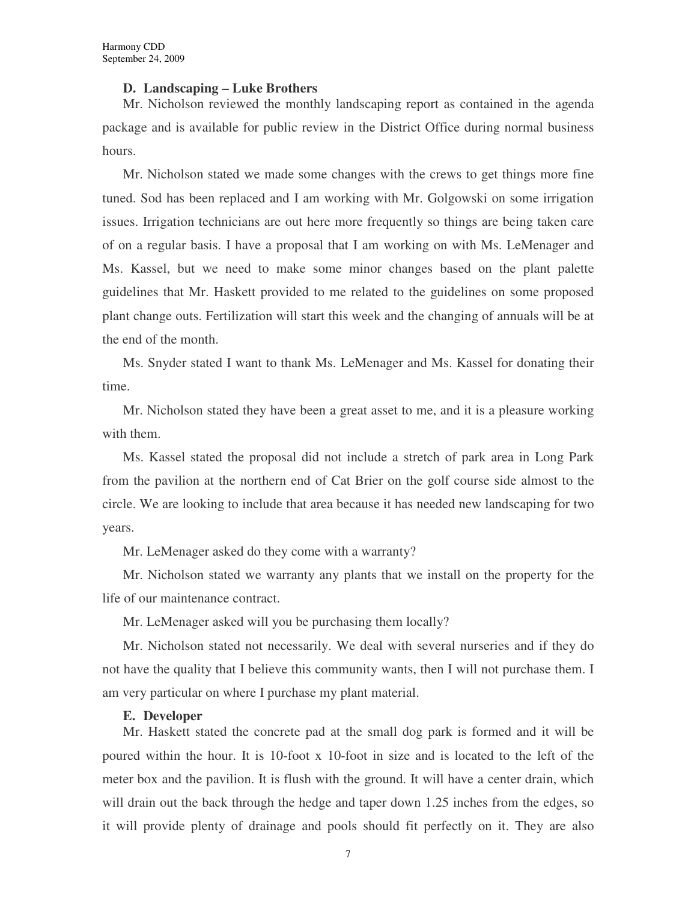**D. Landscaping – Luke Brothers**

Mr. Nicholson reviewed the monthly landscaping report as contained in the agenda package and is available for public review in the District Office during normal business hours.

Mr. Nicholson stated we made some changes with the crews to get things more fine tuned. Sod has been replaced and I am working with Mr. Golgowski on some irrigation issues. Irrigation technicians are out here more frequently so things are being taken care of on a regular basis. I have a proposal that I am working on with Ms. LeMenager and Ms. Kassel, but we need to make some minor changes based on the plant palette guidelines that Mr. Haskett provided to me related to the guidelines on some proposed plant change outs. Fertilization will start this week and the changing of annuals will be at the end of the month.

Ms. Snyder stated I want to thank Ms. LeMenager and Ms. Kassel for donating their time.

Mr. Nicholson stated they have been a great asset to me, and it is a pleasure working with them.

Ms. Kassel stated the proposal did not include a stretch of park area in Long Park from the pavilion at the northern end of Cat Brier on the golf course side almost to the circle. We are looking to include that area because it has needed new landscaping for two years.

Mr. LeMenager asked do they come with a warranty?

Mr. Nicholson stated we warranty any plants that we install on the property for the life of our maintenance contract.

Mr. LeMenager asked will you be purchasing them locally?

Mr. Nicholson stated not necessarily. We deal with several nurseries and if they do not have the quality that I believe this community wants, then I will not purchase them. I am very particular on where I purchase my plant material.

**E. Developer**

Mr. Haskett stated the concrete pad at the small dog park is formed and it will be poured within the hour. It is 10-foot x 10-foot in size and is located to the left of the meter box and the pavilion. It is flush with the ground. It will have a center drain, which will drain out the back through the hedge and taper down 1.25 inches from the edges, so it will provide plenty of drainage and pools should fit perfectly on it. They are also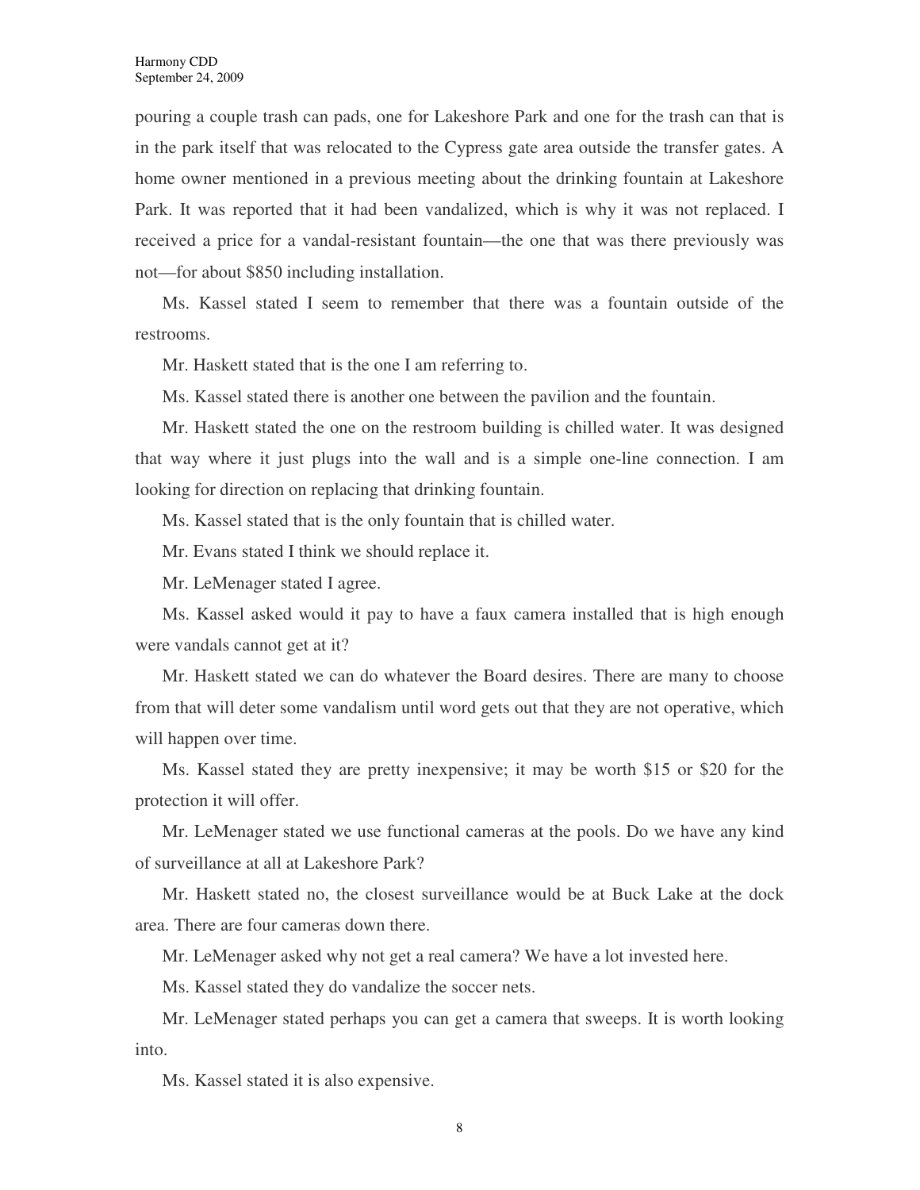pouring a couple trash can pads, one for Lakeshore Park and one for the trash can that is in the park itself that was relocated to the Cypress gate area outside the transfer gates. A home owner mentioned in a previous meeting about the drinking fountain at Lakeshore Park. It was reported that it had been vandalized, which is why it was not replaced. I received a price for a vandal-resistant fountain—the one that was there previously was not—for about $850 including installation.

Ms. Kassel stated I seem to remember that there was a fountain outside of the restrooms.

Mr. Haskett stated that is the one I am referring to.

Ms. Kassel stated there is another one between the pavilion and the fountain.

Mr. Haskett stated the one on the restroom building is chilled water. It was designed that way where it just plugs into the wall and is a simple one-line connection. I am looking for direction on replacing that drinking fountain.

Ms. Kassel stated that is the only fountain that is chilled water.

Mr. Evans stated I think we should replace it.

Mr. LeMenager stated I agree.

Ms. Kassel asked would it pay to have a faux camera installed that is high enough were vandals cannot get at it?

Mr. Haskett stated we can do whatever the Board desires. There are many to choose from that will deter some vandalism until word gets out that they are not operative, which will happen over time.

Ms. Kassel stated they are pretty inexpensive; it may be worth $15 or $20 for the protection it will offer.

Mr. LeMenager stated we use functional cameras at the pools. Do we have any kind of surveillance at all at Lakeshore Park?

Mr. Haskett stated no, the closest surveillance would be at Buck Lake at the dock area. There are four cameras down there.

Mr. LeMenager asked why not get a real camera? We have a lot invested here.

Ms. Kassel stated they do vandalize the soccer nets.

Mr. LeMenager stated perhaps you can get a camera that sweeps. It is worth looking into.

Ms. Kassel stated it is also expensive.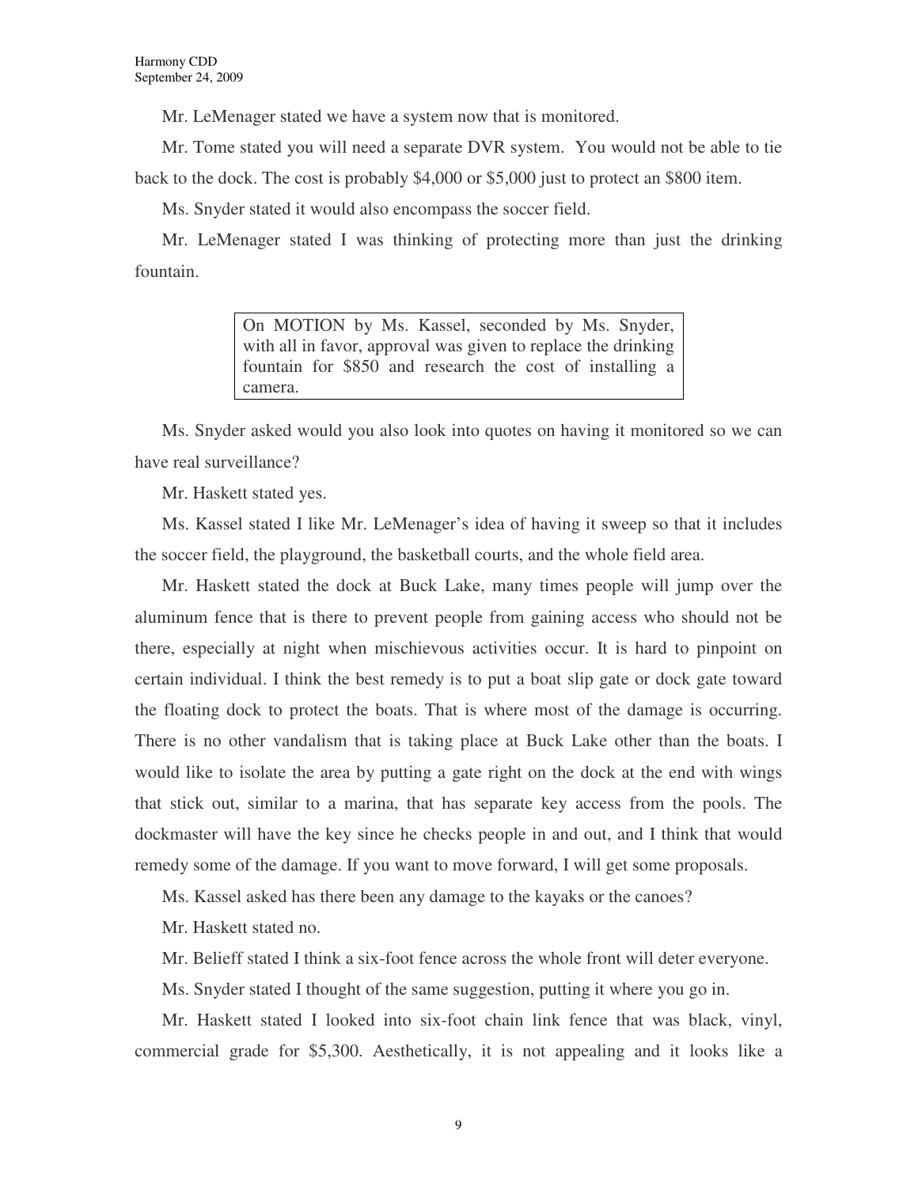Mr. LeMenager stated we have a system now that is monitored.

Mr. Tome stated you will need a separate DVR system. You would not be able to tie back to the dock. The cost is probably $4,000 or $5,000 just to protect an $800 item.

Ms. Snyder stated it would also encompass the soccer field.

Mr. LeMenager stated I was thinking of protecting more than just the drinking fountain.

> On MOTION by Ms. Kassel, seconded by Ms. Snyder, with all in favor, approval was given to replace the drinking fountain for $850 and research the cost of installing a camera.

Ms. Snyder asked would you also look into quotes on having it monitored so we can have real surveillance?

Mr. Haskett stated yes.

Ms. Kassel stated I like Mr. LeMenager's idea of having it sweep so that it includes the soccer field, the playground, the basketball courts, and the whole field area.

Mr. Haskett stated the dock at Buck Lake, many times people will jump over the aluminum fence that is there to prevent people from gaining access who should not be there, especially at night when mischievous activities occur. It is hard to pinpoint on certain individual. I think the best remedy is to put a boat slip gate or dock gate toward the floating dock to protect the boats. That is where most of the damage is occurring. There is no other vandalism that is taking place at Buck Lake other than the boats. I would like to isolate the area by putting a gate right on the dock at the end with wings that stick out, similar to a marina, that has separate key access from the pools. The dockmaster will have the key since he checks people in and out, and I think that would remedy some of the damage. If you want to move forward, I will get some proposals.

Ms. Kassel asked has there been any damage to the kayaks or the canoes?

Mr. Haskett stated no.

Mr. Belieff stated I think a six-foot fence across the whole front will deter everyone.

Ms. Snyder stated I thought of the same suggestion, putting it where you go in.

Mr. Haskett stated I looked into six-foot chain link fence that was black, vinyl, commercial grade for $5,300. Aesthetically, it is not appealing and it looks like a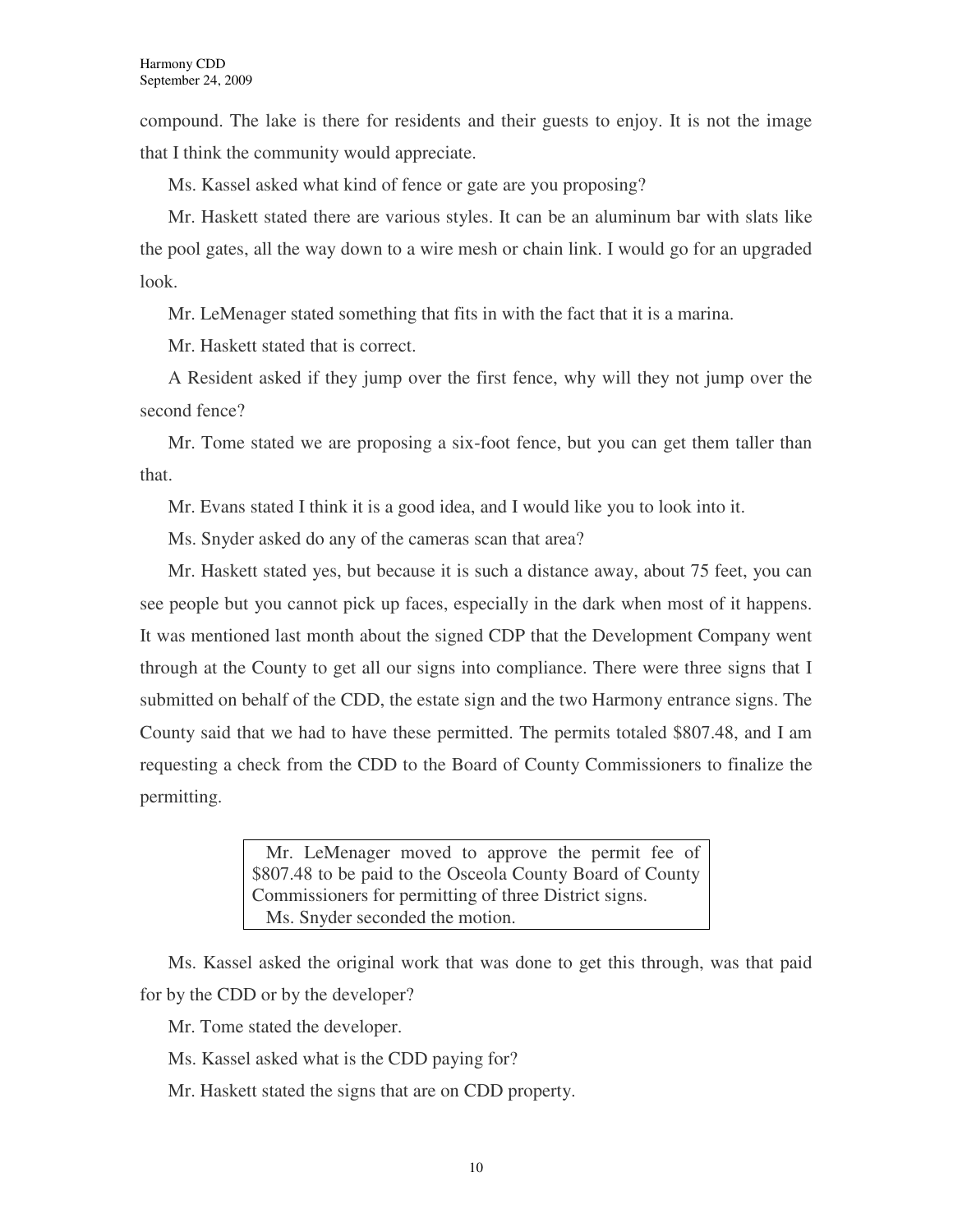compound. The lake is there for residents and their guests to enjoy. It is not the image that I think the community would appreciate.

Ms. Kassel asked what kind of fence or gate are you proposing?

Mr. Haskett stated there are various styles. It can be an aluminum bar with slats like the pool gates, all the way down to a wire mesh or chain link. I would go for an upgraded look.

Mr. LeMenager stated something that fits in with the fact that it is a marina.

Mr. Haskett stated that is correct.

A Resident asked if they jump over the first fence, why will they not jump over the second fence?

Mr. Tome stated we are proposing a six-foot fence, but you can get them taller than that.

Mr. Evans stated I think it is a good idea, and I would like you to look into it.

Ms. Snyder asked do any of the cameras scan that area?

Mr. Haskett stated yes, but because it is such a distance away, about 75 feet, you can see people but you cannot pick up faces, especially in the dark when most of it happens. It was mentioned last month about the signed CDP that the Development Company went through at the County to get all our signs into compliance. There were three signs that I submitted on behalf of the CDD, the estate sign and the two Harmony entrance signs. The County said that we had to have these permitted. The permits totaled $807.48, and I am requesting a check from the CDD to the Board of County Commissioners to finalize the permitting.

> Mr. LeMenager moved to approve the permit fee of $807.48 to be paid to the Osceola County Board of County Commissioners for permitting of three District signs.
> Ms. Snyder seconded the motion.

Ms. Kassel asked the original work that was done to get this through, was that paid for by the CDD or by the developer?

Mr. Tome stated the developer.

Ms. Kassel asked what is the CDD paying for?

Mr. Haskett stated the signs that are on CDD property.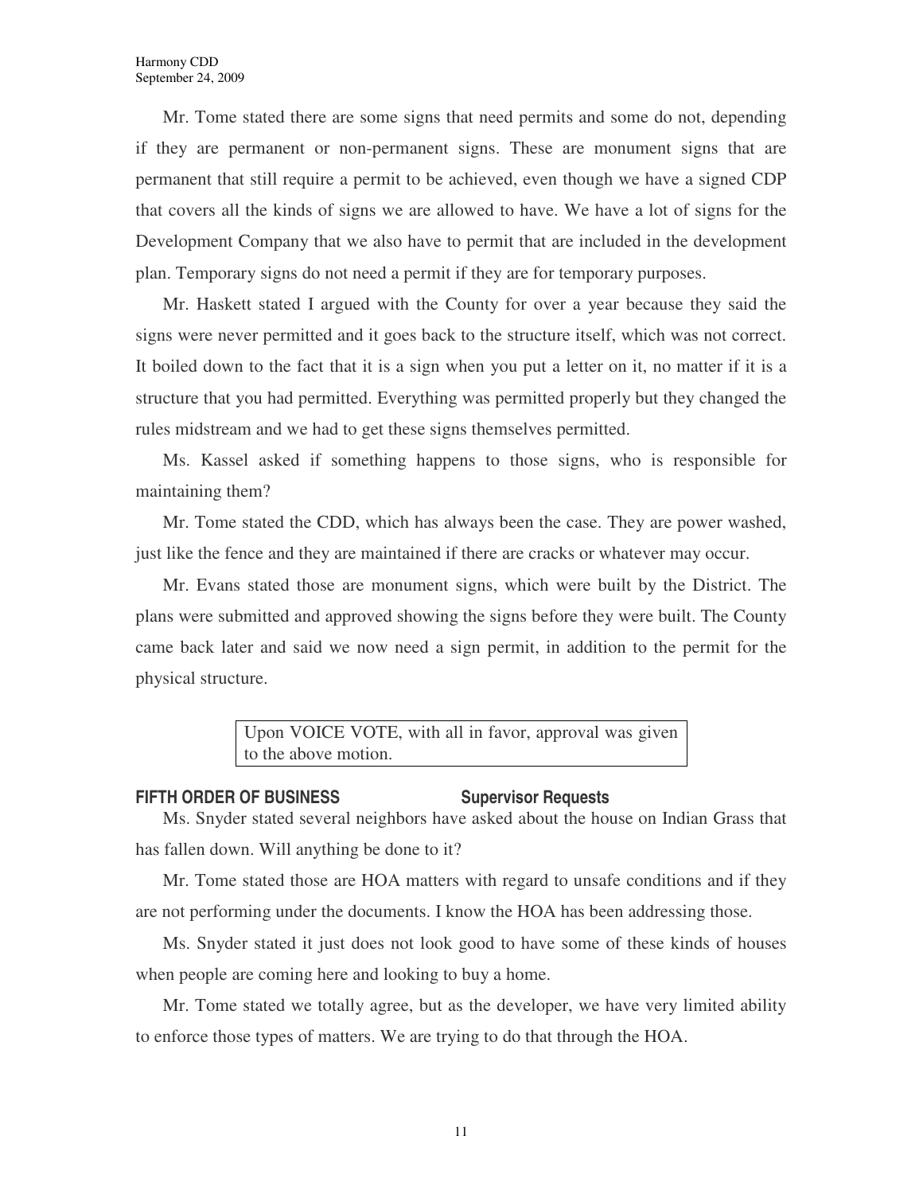Mr. Tome stated there are some signs that need permits and some do not, depending if they are permanent or non-permanent signs. These are monument signs that are permanent that still require a permit to be achieved, even though we have a signed CDP that covers all the kinds of signs we are allowed to have. We have a lot of signs for the Development Company that we also have to permit that are included in the development plan. Temporary signs do not need a permit if they are for temporary purposes.

Mr. Haskett stated I argued with the County for over a year because they said the signs were never permitted and it goes back to the structure itself, which was not correct. It boiled down to the fact that it is a sign when you put a letter on it, no matter if it is a structure that you had permitted. Everything was permitted properly but they changed the rules midstream and we had to get these signs themselves permitted.

Ms. Kassel asked if something happens to those signs, who is responsible for maintaining them?

Mr. Tome stated the CDD, which has always been the case. They are power washed, just like the fence and they are maintained if there are cracks or whatever may occur.

Mr. Evans stated those are monument signs, which were built by the District. The plans were submitted and approved showing the signs before they were built. The County came back later and said we now need a sign permit, in addition to the permit for the physical structure.

> Upon VOICE VOTE, with all in favor, approval was given to the above motion.

## FIFTH ORDER OF BUSINESS — Supervisor Requests

Ms. Snyder stated several neighbors have asked about the house on Indian Grass that has fallen down. Will anything be done to it?

Mr. Tome stated those are HOA matters with regard to unsafe conditions and if they are not performing under the documents. I know the HOA has been addressing those.

Ms. Snyder stated it just does not look good to have some of these kinds of houses when people are coming here and looking to buy a home.

Mr. Tome stated we totally agree, but as the developer, we have very limited ability to enforce those types of matters. We are trying to do that through the HOA.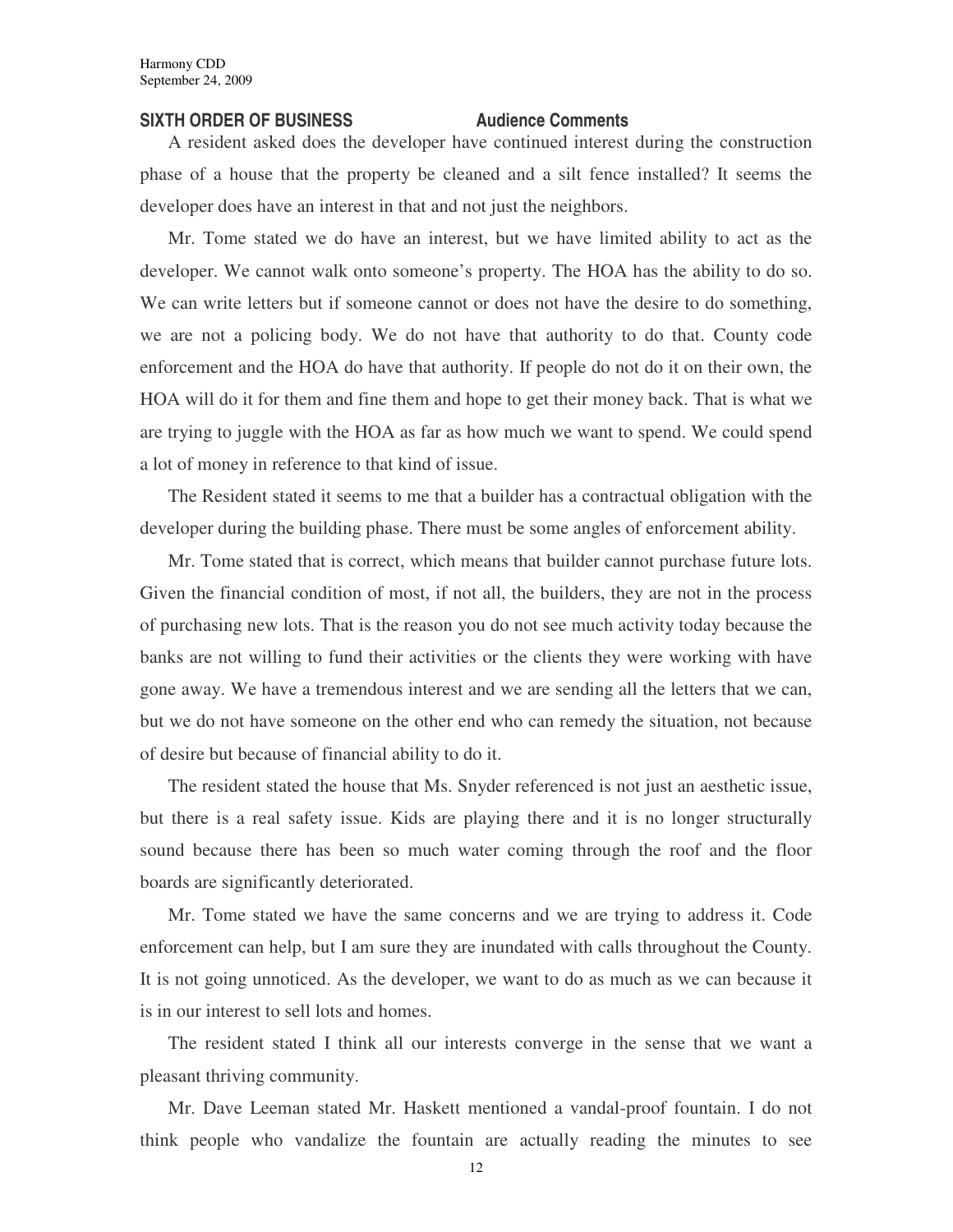**SIXTH ORDER OF BUSINESS** **Audience Comments**

A resident asked does the developer have continued interest during the construction phase of a house that the property be cleaned and a silt fence installed? It seems the developer does have an interest in that and not just the neighbors.

Mr. Tome stated we do have an interest, but we have limited ability to act as the developer. We cannot walk onto someone's property. The HOA has the ability to do so. We can write letters but if someone cannot or does not have the desire to do something, we are not a policing body. We do not have that authority to do that. County code enforcement and the HOA do have that authority. If people do not do it on their own, the HOA will do it for them and fine them and hope to get their money back. That is what we are trying to juggle with the HOA as far as how much we want to spend. We could spend a lot of money in reference to that kind of issue.

The Resident stated it seems to me that a builder has a contractual obligation with the developer during the building phase. There must be some angles of enforcement ability.

Mr. Tome stated that is correct, which means that builder cannot purchase future lots. Given the financial condition of most, if not all, the builders, they are not in the process of purchasing new lots. That is the reason you do not see much activity today because the banks are not willing to fund their activities or the clients they were working with have gone away. We have a tremendous interest and we are sending all the letters that we can, but we do not have someone on the other end who can remedy the situation, not because of desire but because of financial ability to do it.

The resident stated the house that Ms. Snyder referenced is not just an aesthetic issue, but there is a real safety issue. Kids are playing there and it is no longer structurally sound because there has been so much water coming through the roof and the floor boards are significantly deteriorated.

Mr. Tome stated we have the same concerns and we are trying to address it. Code enforcement can help, but I am sure they are inundated with calls throughout the County. It is not going unnoticed. As the developer, we want to do as much as we can because it is in our interest to sell lots and homes.

The resident stated I think all our interests converge in the sense that we want a pleasant thriving community.

Mr. Dave Leeman stated Mr. Haskett mentioned a vandal-proof fountain. I do not think people who vandalize the fountain are actually reading the minutes to see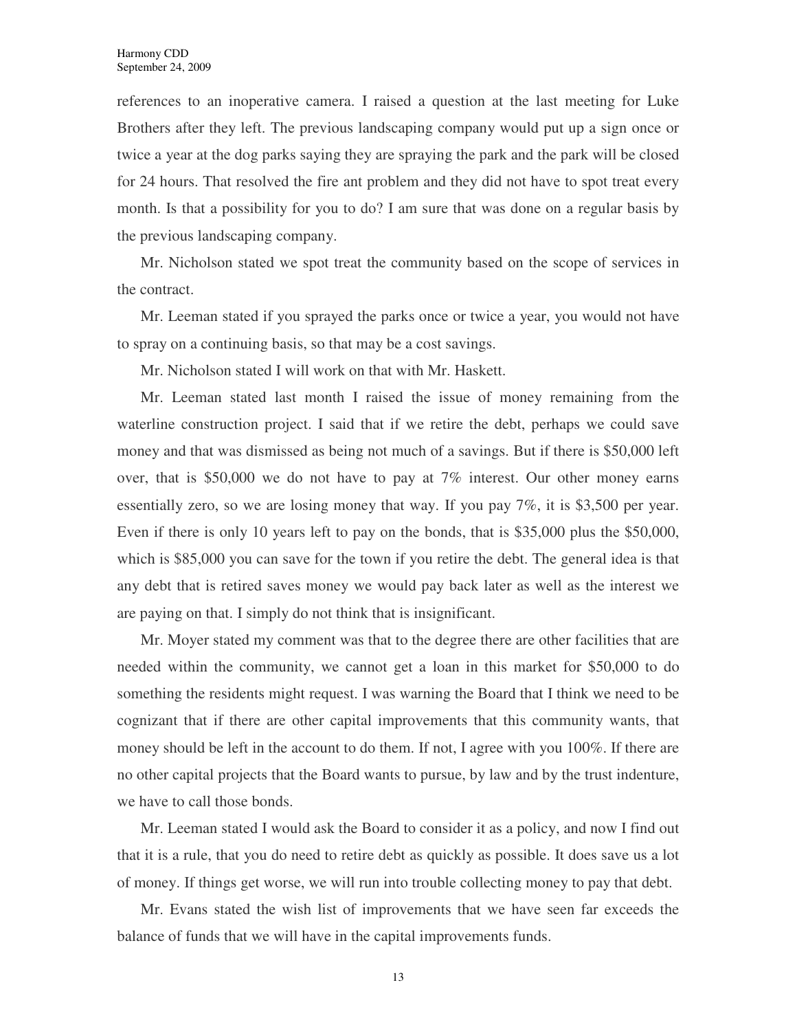references to an inoperative camera. I raised a question at the last meeting for Luke Brothers after they left. The previous landscaping company would put up a sign once or twice a year at the dog parks saying they are spraying the park and the park will be closed for 24 hours. That resolved the fire ant problem and they did not have to spot treat every month. Is that a possibility for you to do? I am sure that was done on a regular basis by the previous landscaping company.

Mr. Nicholson stated we spot treat the community based on the scope of services in the contract.

Mr. Leeman stated if you sprayed the parks once or twice a year, you would not have to spray on a continuing basis, so that may be a cost savings.

Mr. Nicholson stated I will work on that with Mr. Haskett.

Mr. Leeman stated last month I raised the issue of money remaining from the waterline construction project. I said that if we retire the debt, perhaps we could save money and that was dismissed as being not much of a savings. But if there is $50,000 left over, that is $50,000 we do not have to pay at 7% interest. Our other money earns essentially zero, so we are losing money that way. If you pay 7%, it is $3,500 per year. Even if there is only 10 years left to pay on the bonds, that is $35,000 plus the $50,000, which is $85,000 you can save for the town if you retire the debt. The general idea is that any debt that is retired saves money we would pay back later as well as the interest we are paying on that. I simply do not think that is insignificant.

Mr. Moyer stated my comment was that to the degree there are other facilities that are needed within the community, we cannot get a loan in this market for $50,000 to do something the residents might request. I was warning the Board that I think we need to be cognizant that if there are other capital improvements that this community wants, that money should be left in the account to do them. If not, I agree with you 100%. If there are no other capital projects that the Board wants to pursue, by law and by the trust indenture, we have to call those bonds.

Mr. Leeman stated I would ask the Board to consider it as a policy, and now I find out that it is a rule, that you do need to retire debt as quickly as possible. It does save us a lot of money. If things get worse, we will run into trouble collecting money to pay that debt.

Mr. Evans stated the wish list of improvements that we have seen far exceeds the balance of funds that we will have in the capital improvements funds.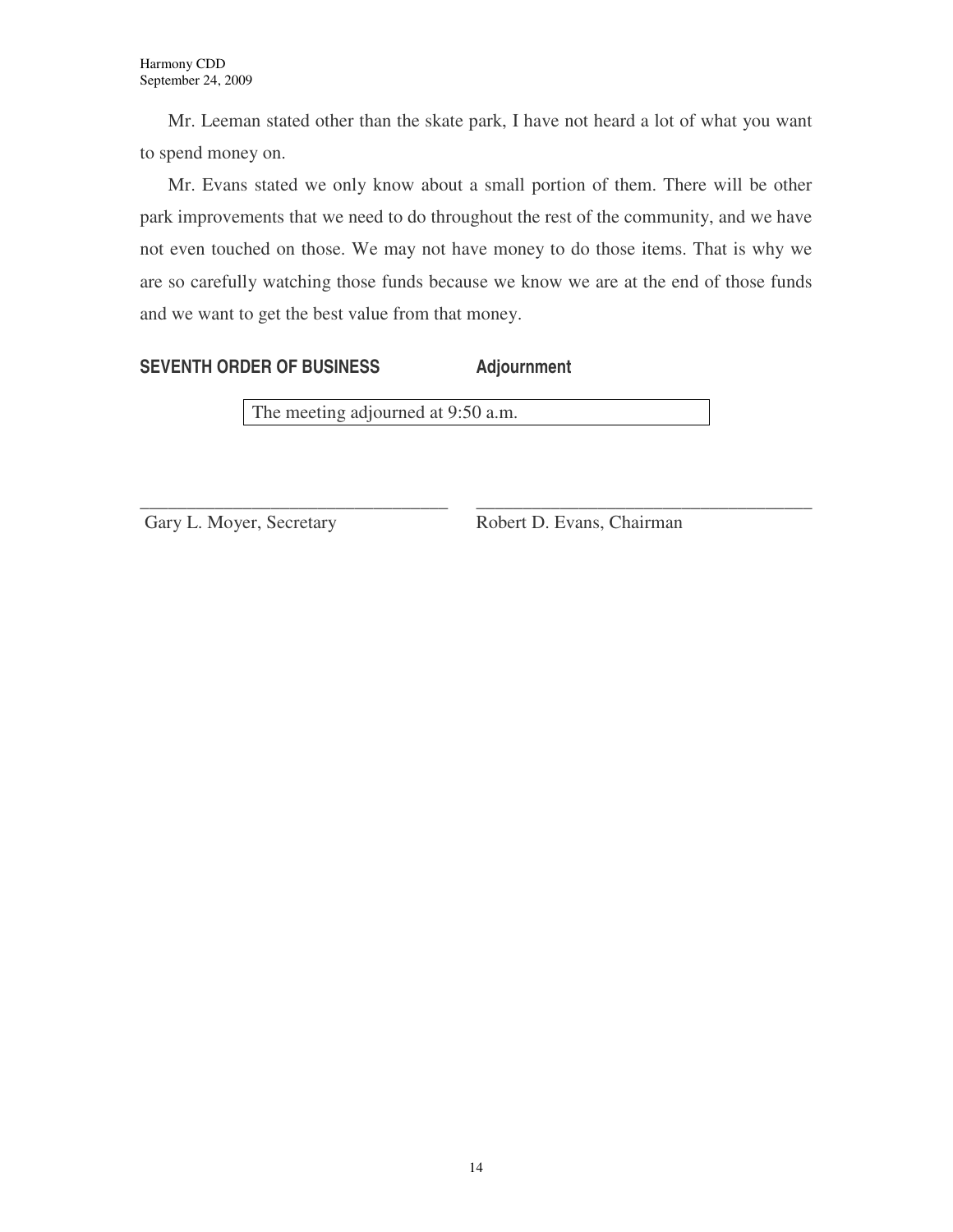Mr. Leeman stated other than the skate park, I have not heard a lot of what you want to spend money on.

Mr. Evans stated we only know about a small portion of them. There will be other park improvements that we need to do throughout the rest of the community, and we have not even touched on those. We may not have money to do those items. That is why we are so carefully watching those funds because we know we are at the end of those funds and we want to get the best value from that money.

**SEVENTH ORDER OF BUSINESS** **Adjournment**

The meeting adjourned at 9:50 a.m.

_________________________________ _________________________________

Gary L. Moyer, Secretary Robert D. Evans, Chairman